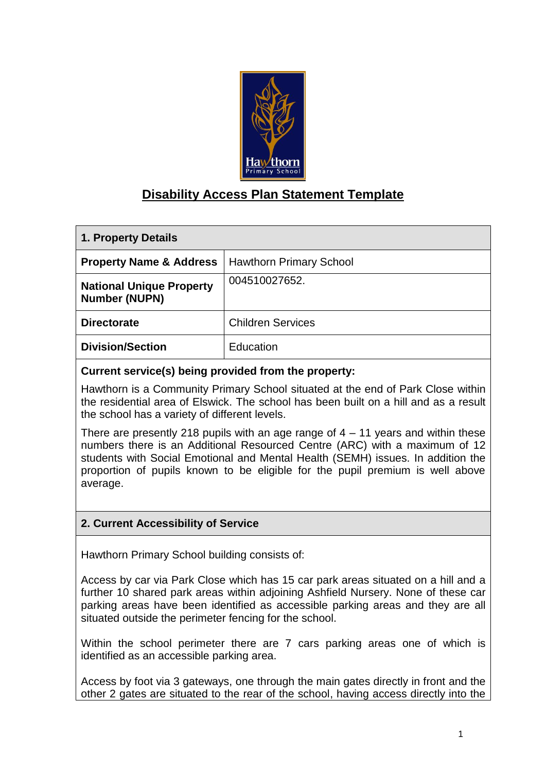# Disability Access Plan Statement Template

| 1. Property Details | |
|---|---|
| **Property Name & Address** | Hawthorn Primary School |
| **National Unique Property Number (NUPN)** | 004510027652. |
| **Directorate** | Children Services |
| **Division/Section** | Education |

**Current service(s) being provided from the property:**

Hawthorn is a Community Primary School situated at the end of Park Close within the residential area of Elswick. The school has been built on a hill and as a result the school has a variety of different levels.

There are presently 218 pupils with an age range of 4 – 11 years and within these numbers there is an Additional Resourced Centre (ARC) with a maximum of 12 students with Social Emotional and Mental Health (SEMH) issues. In addition the proportion of pupils known to be eligible for the pupil premium is well above average.

## 2. Current Accessibility of Service

Hawthorn Primary School building consists of:

Access by car via Park Close which has 15 car park areas situated on a hill and a further 10 shared park areas within adjoining Ashfield Nursery. None of these car parking areas have been identified as accessible parking areas and they are all situated outside the perimeter fencing for the school.

Within the school perimeter there are 7 cars parking areas one of which is identified as an accessible parking area.

Access by foot via 3 gateways, one through the main gates directly in front and the other 2 gates are situated to the rear of the school, having access directly into the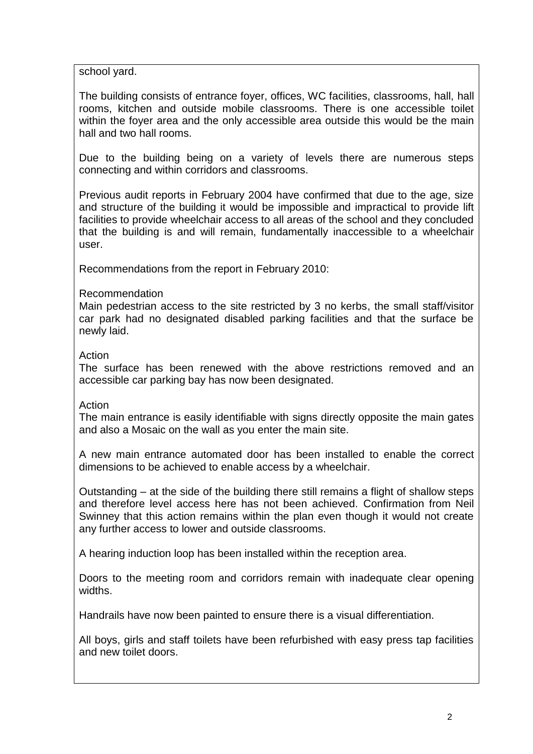school yard.

The building consists of entrance foyer, offices, WC facilities, classrooms, hall, hall rooms, kitchen and outside mobile classrooms. There is one accessible toilet within the foyer area and the only accessible area outside this would be the main hall and two hall rooms.

Due to the building being on a variety of levels there are numerous steps connecting and within corridors and classrooms.

Previous audit reports in February 2004 have confirmed that due to the age, size and structure of the building it would be impossible and impractical to provide lift facilities to provide wheelchair access to all areas of the school and they concluded that the building is and will remain, fundamentally inaccessible to a wheelchair user.

Recommendations from the report in February 2010:

Recommendation
Main pedestrian access to the site restricted by 3 no kerbs, the small staff/visitor car park had no designated disabled parking facilities and that the surface be newly laid.

Action
The surface has been renewed with the above restrictions removed and an accessible car parking bay has now been designated.

Action
The main entrance is easily identifiable with signs directly opposite the main gates and also a Mosaic on the wall as you enter the main site.

A new main entrance automated door has been installed to enable the correct dimensions to be achieved to enable access by a wheelchair.

Outstanding – at the side of the building there still remains a flight of shallow steps and therefore level access here has not been achieved. Confirmation from Neil Swinney that this action remains within the plan even though it would not create any further access to lower and outside classrooms.

A hearing induction loop has been installed within the reception area.

Doors to the meeting room and corridors remain with inadequate clear opening widths.

Handrails have now been painted to ensure there is a visual differentiation.

All boys, girls and staff toilets have been refurbished with easy press tap facilities and new toilet doors.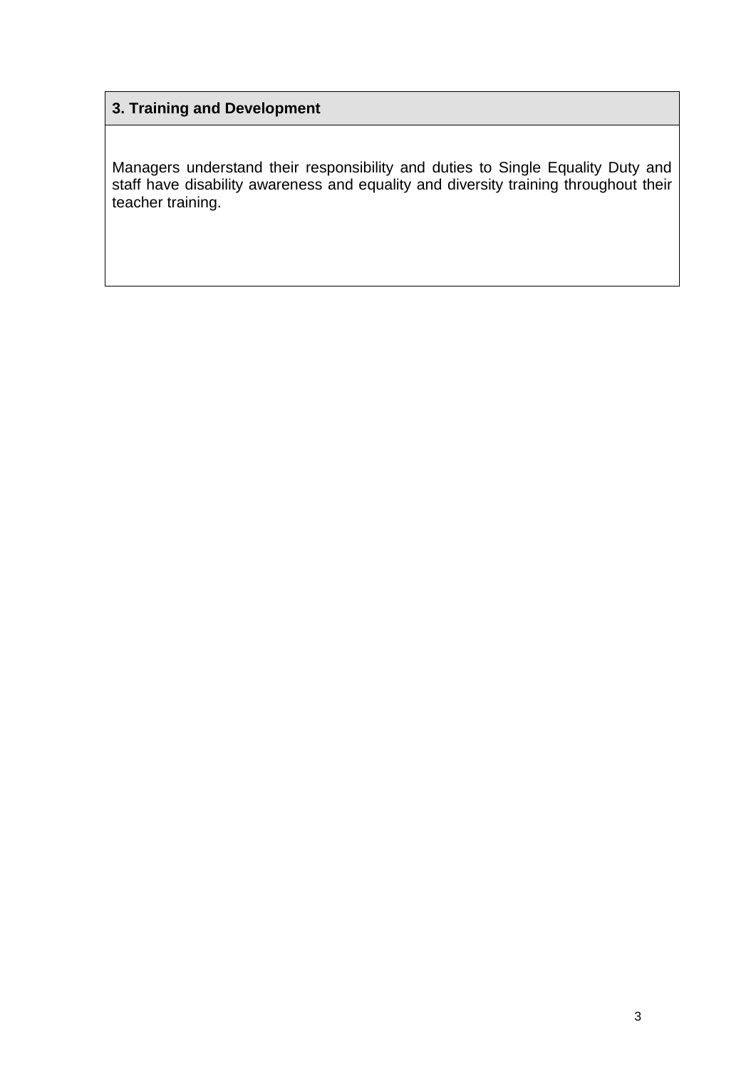## 3. Training and Development

Managers understand their responsibility and duties to Single Equality Duty and staff have disability awareness and equality and diversity training throughout their teacher training.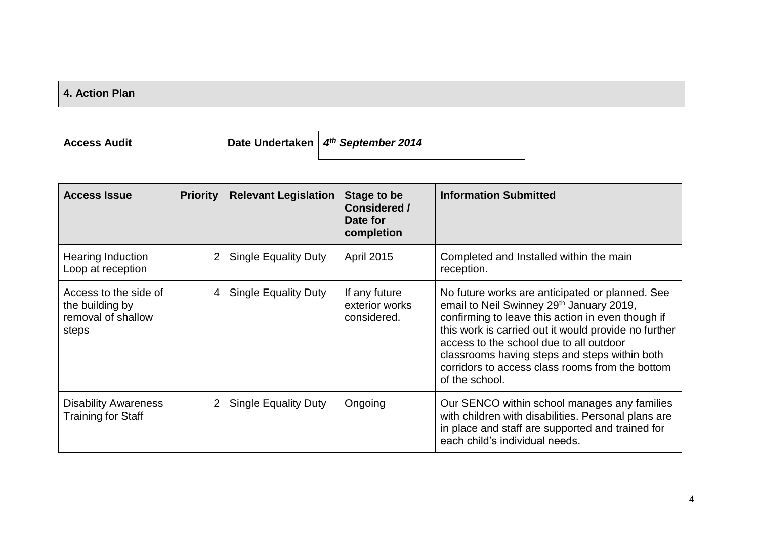## 4. Action Plan

**Access Audit** **Date Undertaken** ***4th September 2014***

| Access Issue | Priority | Relevant Legislation | Stage to be Considered / Date for completion | Information Submitted |
|---|---|---|---|---|
| Hearing Induction Loop at reception | 2 | Single Equality Duty | April 2015 | Completed and Installed within the main reception. |
| Access to the side of the building by removal of shallow steps | 4 | Single Equality Duty | If any future exterior works considered. | No future works are anticipated or planned. See email to Neil Swinney 29th January 2019, confirming to leave this action in even though if this work is carried out it would provide no further access to the school due to all outdoor classrooms having steps and steps within both corridors to access class rooms from the bottom of the school. |
| Disability Awareness Training for Staff | 2 | Single Equality Duty | Ongoing | Our SENCO within school manages any families with children with disabilities. Personal plans are in place and staff are supported and trained for each child's individual needs. |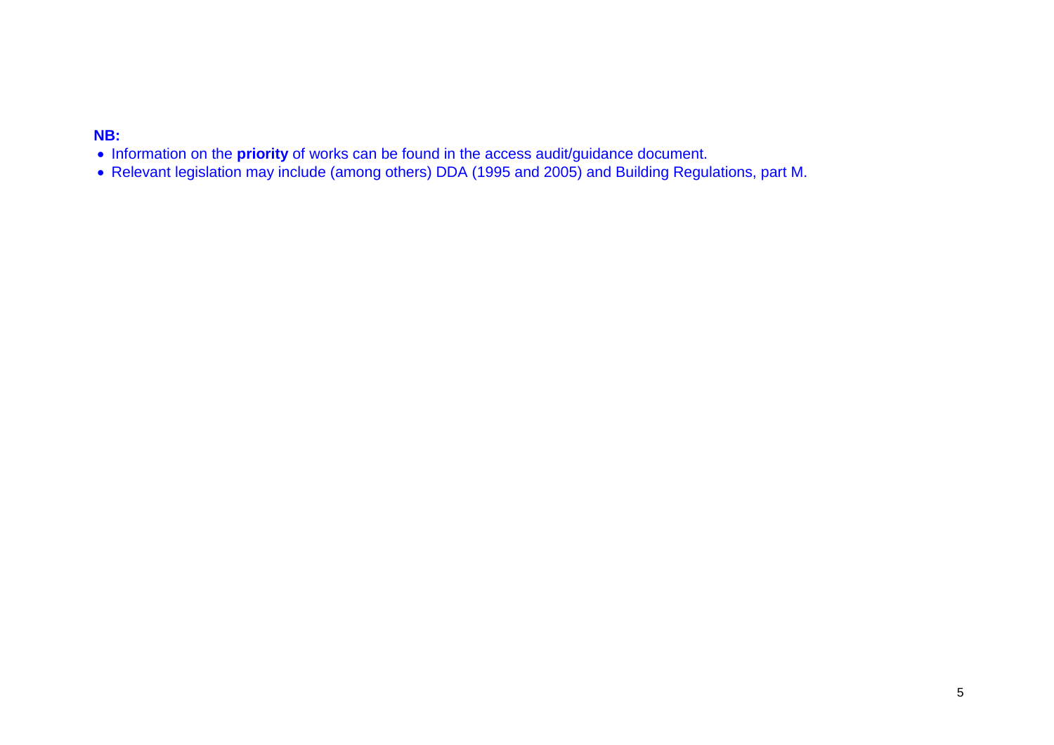**NB:**

- Information on the **priority** of works can be found in the access audit/guidance document.
- Relevant legislation may include (among others) DDA (1995 and 2005) and Building Regulations, part M.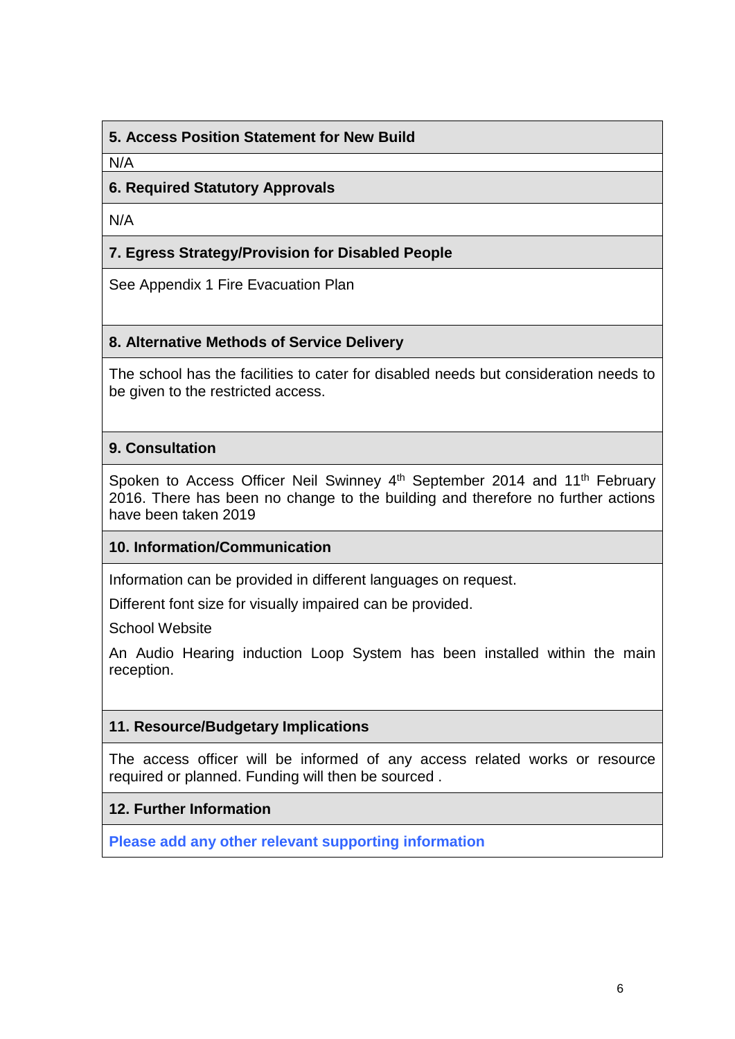| **5. Access Position Statement for New Build** |
|---|
| N/A |
| **6. Required Statutory Approvals** |
| N/A |
| **7. Egress Strategy/Provision for Disabled People** |
| See Appendix 1 Fire Evacuation Plan |
| **8. Alternative Methods of Service Delivery** |
| The school has the facilities to cater for disabled needs but consideration needs to be given to the restricted access. |
| **9. Consultation** |
| Spoken to Access Officer Neil Swinney 4th September 2014 and 11th February 2016. There has been no change to the building and therefore no further actions have been taken 2019 |
| **10. Information/Communication** |
| Information can be provided in different languages on request.<br>Different font size for visually impaired can be provided.<br>School Website<br>An Audio Hearing induction Loop System has been installed within the main reception. |
| **11. Resource/Budgetary Implications** |
| The access officer will be informed of any access related works or resource required or planned. Funding will then be sourced . |
| **12. Further Information** |
| **Please add any other relevant supporting information** |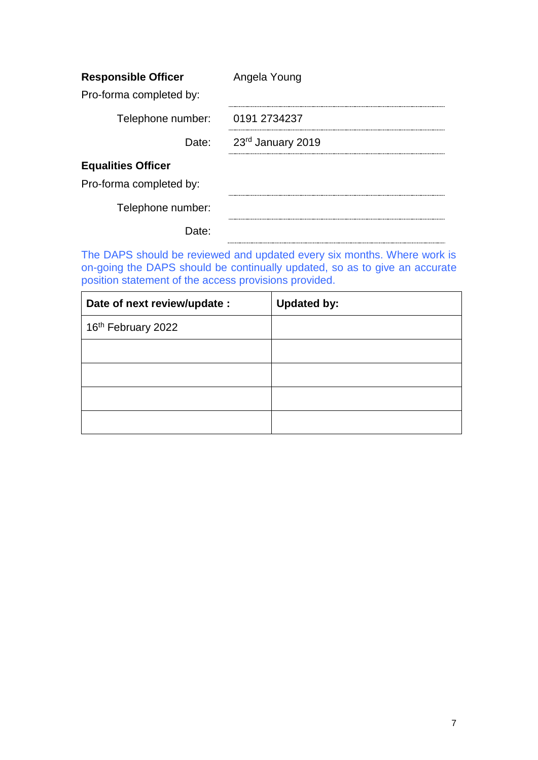**Responsible Officer** Angela Young

Pro-forma completed by:

Telephone number: 0191 2734237

Date: 23rd January 2019

**Equalities Officer**

Pro-forma completed by:

Telephone number:

Date:

The DAPS should be reviewed and updated every six months. Where work is on-going the DAPS should be continually updated, so as to give an accurate position statement of the access provisions provided.

| Date of next review/update : | Updated by: |
| --- | --- |
| 16th February 2022 | |
| | |
| | |
| | |
| | |